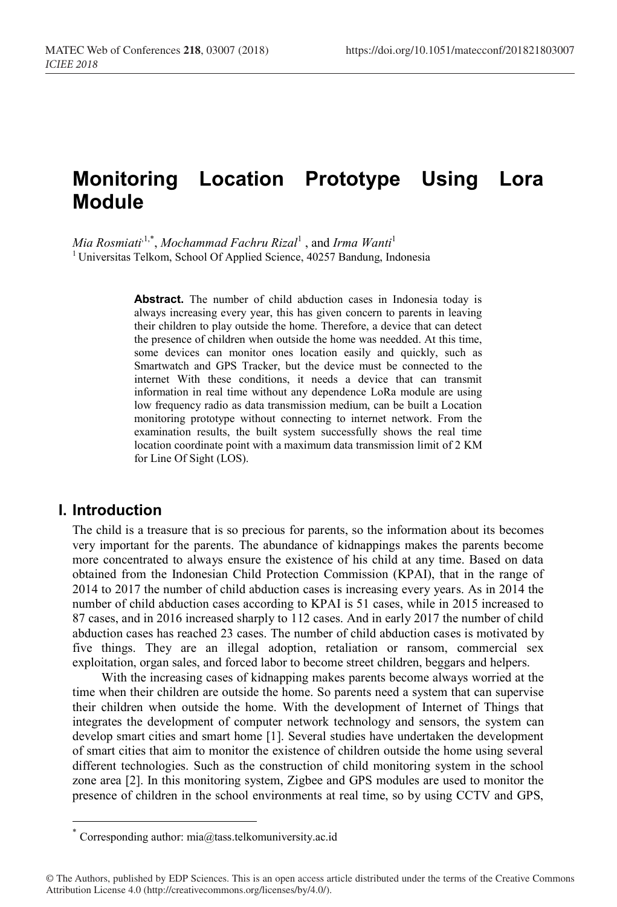# Monitoring Location Prototype Using Lora Module

*Mia Rosmiati*[1,*], *Mochammad Fachru Rizal*[1] , and *Irma Wanti*[1]

[1] Universitas Telkom, School Of Applied Science, 40257 Bandung, Indonesia

**Abstract.** The number of child abduction cases in Indonesia today is always increasing every year, this has given concern to parents in leaving their children to play outside the home. Therefore, a device that can detect the presence of children when outside the home was neeeded. At this time, some devices can monitor ones location easily and quickly, such as Smartwatch and GPS Tracker, but the device must be connected to the internet With these conditions, it needs a device that can transmit information in real time without any dependence LoRa module are using low frequency radio as data transmission medium, can be built a Location monitoring prototype without connecting to internet network. From the examination results, the built system successfully shows the real time location coordinate point with a maximum data transmission limit of 2 KM for Line Of Sight (LOS).

## I. Introduction

The child is a treasure that is so precious for parents, so the information about its becomes very important for the parents. The abundance of kidnappings makes the parents become more concentrated to always ensure the existence of his child at any time. Based on data obtained from the Indonesian Child Protection Commission (KPAI), that in the range of 2014 to 2017 the number of child abduction cases is increasing every years. As in 2014 the number of child abduction cases according to KPAI is 51 cases, while in 2015 increased to 87 cases, and in 2016 increased sharply to 112 cases. And in early 2017 the number of child abduction cases has reached 23 cases. The number of child abduction cases is motivated by five things. They are an illegal adoption, retaliation or ransom, commercial sex exploitation, organ sales, and forced labor to become street children, beggars and helpers.

With the increasing cases of kidnapping makes parents become always worried at the time when their children are outside the home. So parents need a system that can supervise their children when outside the home. With the development of Internet of Things that integrates the development of computer network technology and sensors, the system can develop smart cities and smart home [1]. Several studies have undertaken the development of smart cities that aim to monitor the existence of children outside the home using several different technologies. Such as the construction of child monitoring system in the school zone area [2]. In this monitoring system, Zigbee and GPS modules are used to monitor the presence of children in the school environments at real time, so by using CCTV and GPS,

[*] Corresponding author: mia@tass.telkomuniversity.ac.id

© The Authors, published by EDP Sciences. This is an open access article distributed under the terms of the Creative Commons Attribution License 4.0 (http://creativecommons.org/licenses/by/4.0/).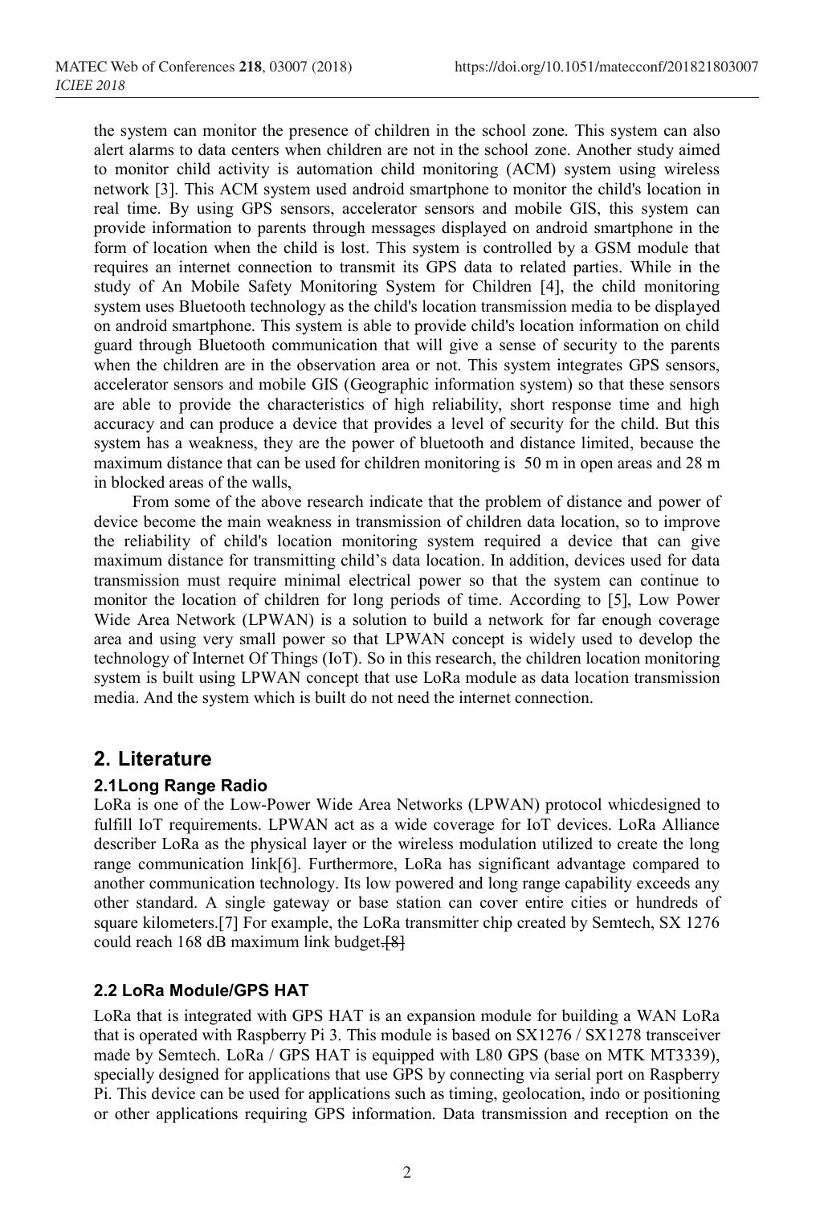the system can monitor the presence of children in the school zone. This system can also alert alarms to data centers when children are not in the school zone. Another study aimed to monitor child activity is automation child monitoring (ACM) system using wireless network [3]. This ACM system used android smartphone to monitor the child's location in real time. By using GPS sensors, accelerator sensors and mobile GIS, this system can provide information to parents through messages displayed on android smartphone in the form of location when the child is lost. This system is controlled by a GSM module that requires an internet connection to transmit its GPS data to related parties. While in the study of An Mobile Safety Monitoring System for Children [4], the child monitoring system uses Bluetooth technology as the child's location transmission media to be displayed on android smartphone. This system is able to provide child's location information on child guard through Bluetooth communication that will give a sense of security to the parents when the children are in the observation area or not. This system integrates GPS sensors, accelerator sensors and mobile GIS (Geographic information system) so that these sensors are able to provide the characteristics of high reliability, short response time and high accuracy and can produce a device that provides a level of security for the child. But this system has a weakness, they are the power of bluetooth and distance limited, because the maximum distance that can be used for children monitoring is 50 m in open areas and 28 m in blocked areas of the walls,

From some of the above research indicate that the problem of distance and power of device become the main weakness in transmission of children data location, so to improve the reliability of child's location monitoring system required a device that can give maximum distance for transmitting child's data location. In addition, devices used for data transmission must require minimal electrical power so that the system can continue to monitor the location of children for long periods of time. According to [5], Low Power Wide Area Network (LPWAN) is a solution to build a network for far enough coverage area and using very small power so that LPWAN concept is widely used to develop the technology of Internet Of Things (IoT). So in this research, the children location monitoring system is built using LPWAN concept that use LoRa module as data location transmission media. And the system which is built do not need the internet connection.

## 2. Literature

### 2.1Long Range Radio

LoRa is one of the Low-Power Wide Area Networks (LPWAN) protocol whicdesigned to fulfill IoT requirements. LPWAN act as a wide coverage for IoT devices. LoRa Alliance describer LoRa as the physical layer or the wireless modulation utilized to create the long range communication link[6]. Furthermore, LoRa has significant advantage compared to another communication technology. Its low powered and long range capability exceeds any other standard. A single gateway or base station can cover entire cities or hundreds of square kilometers.[7] For example, the LoRa transmitter chip created by Semtech, SX 1276 could reach 168 dB maximum link budget.[8]

### 2.2 LoRa Module/GPS HAT

LoRa that is integrated with GPS HAT is an expansion module for building a WAN LoRa that is operated with Raspberry Pi 3. This module is based on SX1276 / SX1278 transceiver made by Semtech. LoRa / GPS HAT is equipped with L80 GPS (base on MTK MT3339), specially designed for applications that use GPS by connecting via serial port on Raspberry Pi. This device can be used for applications such as timing, geolocation, indo or positioning or other applications requiring GPS information. Data transmission and reception on the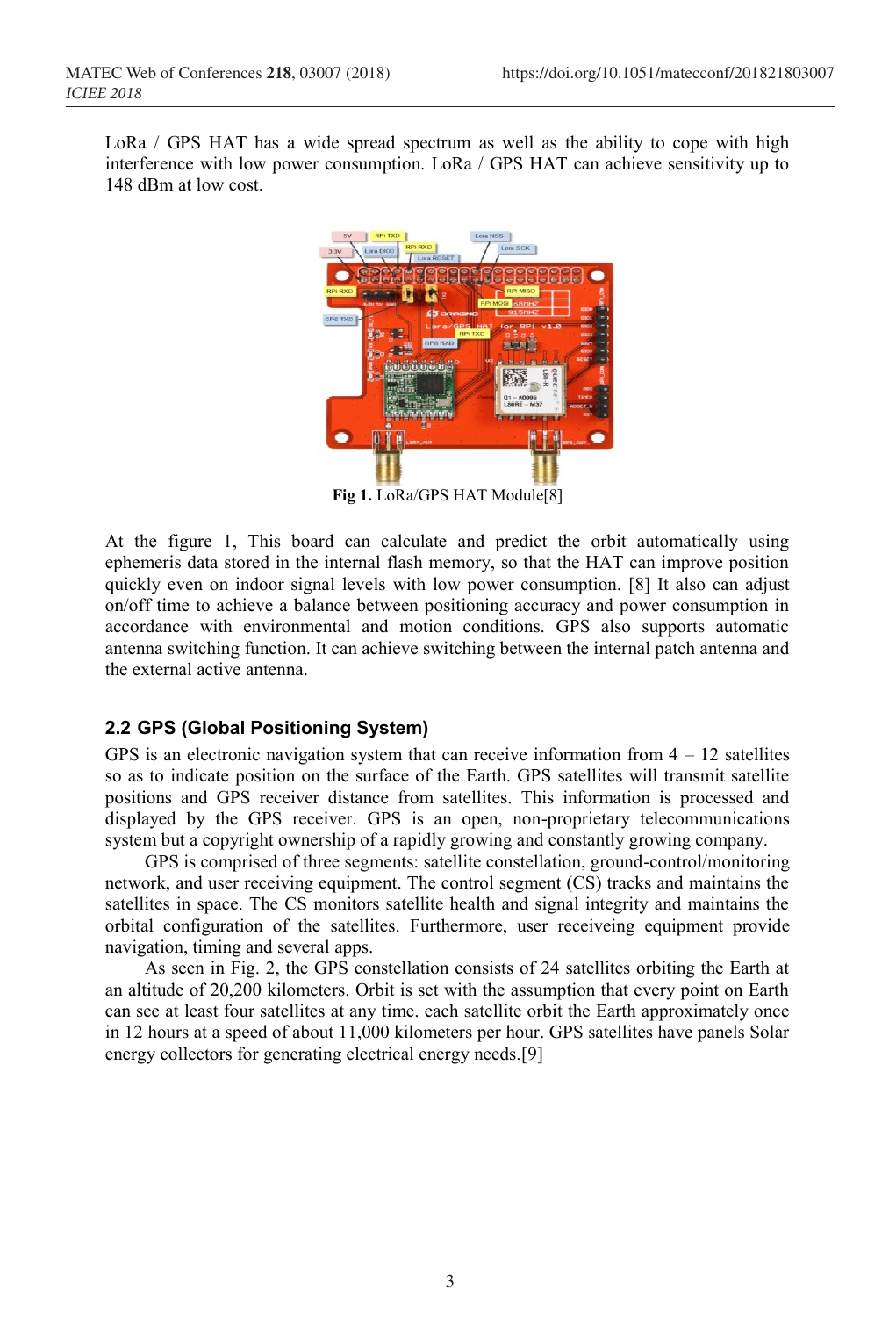LoRa / GPS HAT has a wide spread spectrum as well as the ability to cope with high interference with low power consumption. LoRa / GPS HAT can achieve sensitivity up to 148 dBm at low cost.

**Fig 1.** LoRa/GPS HAT Module[8]

At the figure 1, This board can calculate and predict the orbit automatically using ephemeris data stored in the internal flash memory, so that the HAT can improve position quickly even on indoor signal levels with low power consumption. [8] It also can adjust on/off time to achieve a balance between positioning accuracy and power consumption in accordance with environmental and motion conditions. GPS also supports automatic antenna switching function. It can achieve switching between the internal patch antenna and the external active antenna.

## 2.2 GPS (Global Positioning System)

GPS is an electronic navigation system that can receive information from 4 – 12 satellites so as to indicate position on the surface of the Earth. GPS satellites will transmit satellite positions and GPS receiver distance from satellites. This information is processed and displayed by the GPS receiver. GPS is an open, non-proprietary telecommunications system but a copyright ownership of a rapidly growing and constantly growing company.

GPS is comprised of three segments: satellite constellation, ground-control/monitoring network, and user receiving equipment. The control segment (CS) tracks and maintains the satellites in space. The CS monitors satellite health and signal integrity and maintains the orbital configuration of the satellites. Furthermore, user receiveing equipment provide navigation, timing and several apps.

As seen in Fig. 2, the GPS constellation consists of 24 satellites orbiting the Earth at an altitude of 20,200 kilometers. Orbit is set with the assumption that every point on Earth can see at least four satellites at any time. each satellite orbit the Earth approximately once in 12 hours at a speed of about 11,000 kilometers per hour. GPS satellites have panels Solar energy collectors for generating electrical energy needs.[9]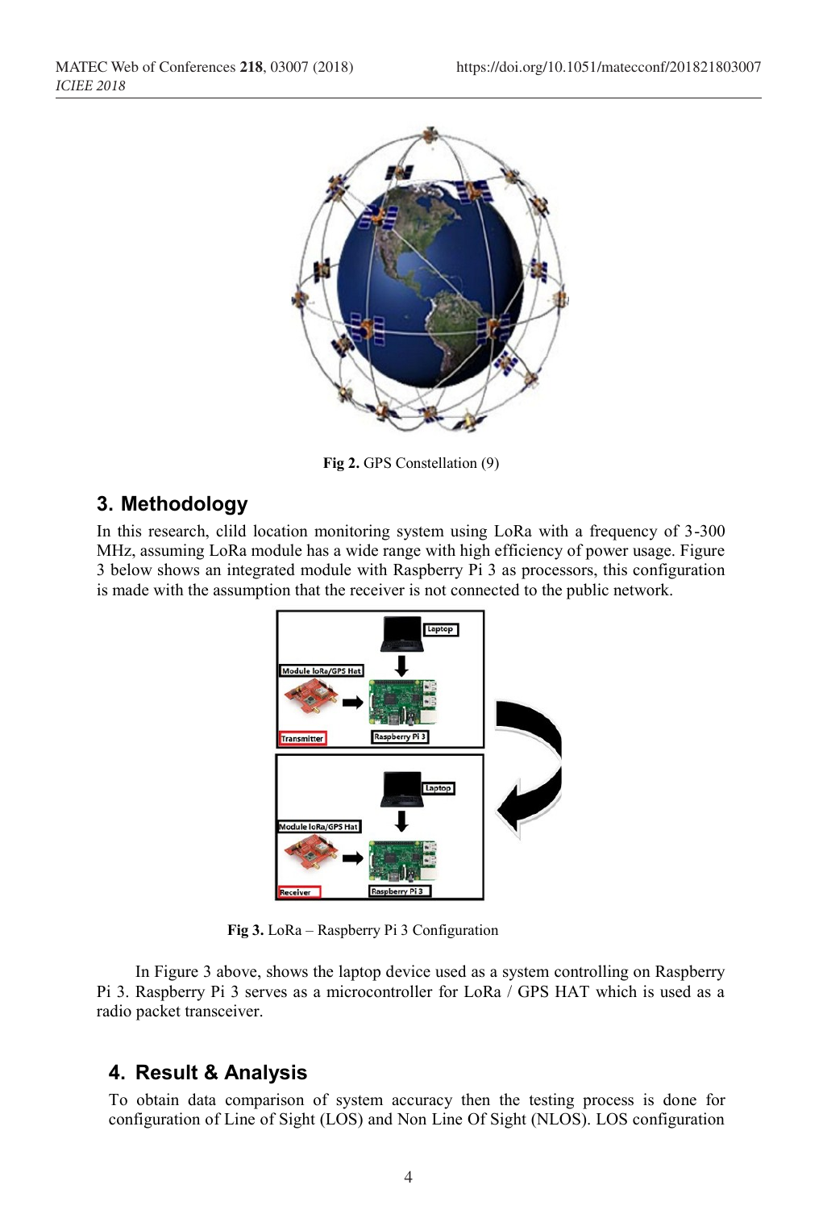Fig 2. GPS Constellation (9)

## 3. Methodology

In this research, clild location monitoring system using LoRa with a frequency of 3-300 MHz, assuming LoRa module has a wide range with high efficiency of power usage. Figure 3 below shows an integrated module with Raspberry Pi 3 as processors, this configuration is made with the assumption that the receiver is not connected to the public network.

Fig 3. LoRa – Raspberry Pi 3 Configuration

In Figure 3 above, shows the laptop device used as a system controlling on Raspberry Pi 3. Raspberry Pi 3 serves as a microcontroller for LoRa / GPS HAT which is used as a radio packet transceiver.

## 4. Result & Analysis

To obtain data comparison of system accuracy then the testing process is done for configuration of Line of Sight (LOS) and Non Line Of Sight (NLOS). LOS configuration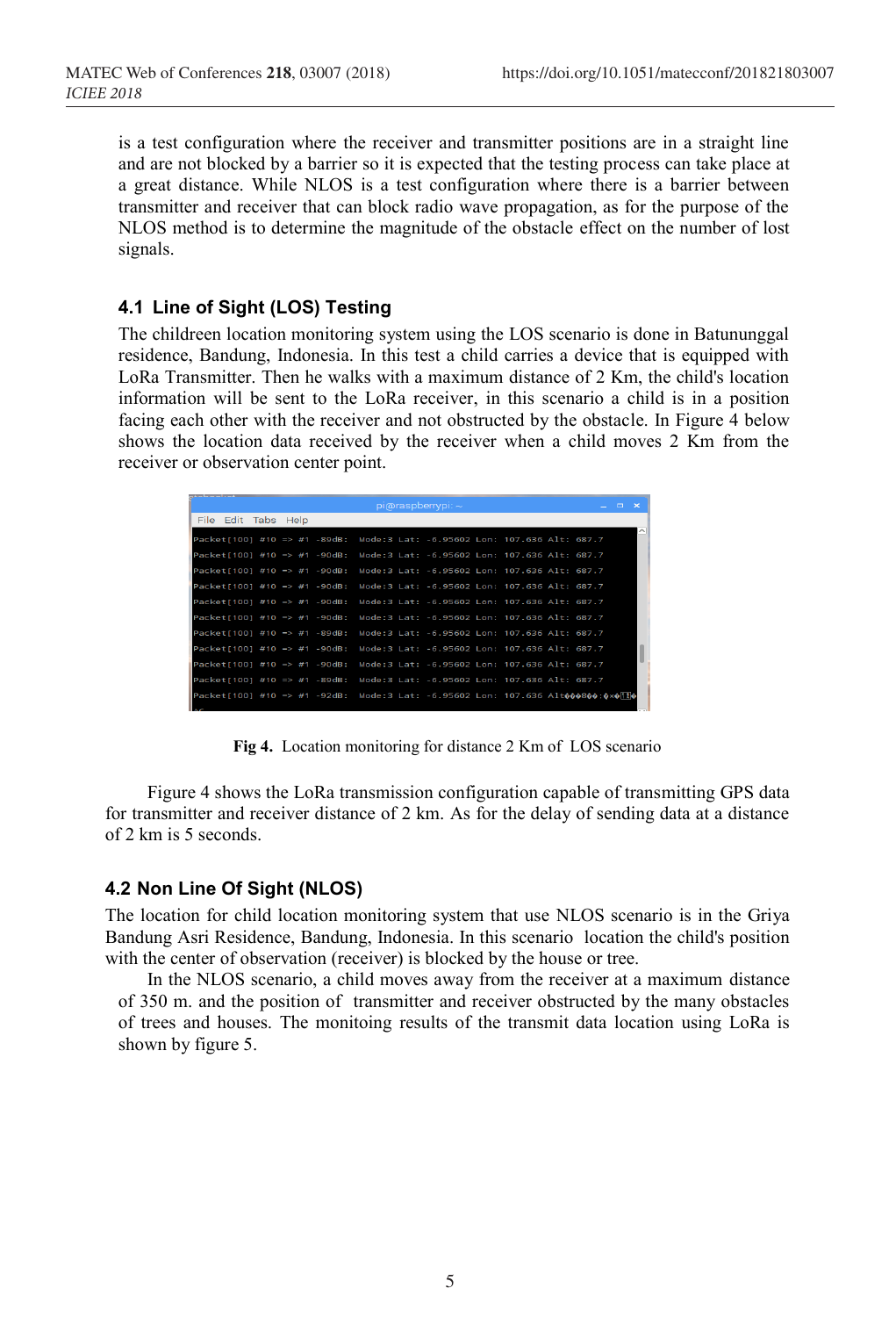is a test configuration where the receiver and transmitter positions are in a straight line and are not blocked by a barrier so it is expected that the testing process can take place at a great distance. While NLOS is a test configuration where there is a barrier between transmitter and receiver that can block radio wave propagation, as for the purpose of the NLOS method is to determine the magnitude of the obstacle effect on the number of lost signals.

### 4.1 Line of Sight (LOS) Testing

The childreen location monitoring system using the LOS scenario is done in Batununggal residence, Bandung, Indonesia. In this test a child carries a device that is equipped with LoRa Transmitter. Then he walks with a maximum distance of 2 Km, the child's location information will be sent to the LoRa receiver, in this scenario a child is in a position facing each other with the receiver and not obstructed by the obstacle. In Figure 4 below shows the location data received by the receiver when a child moves 2 Km from the receiver or observation center point.

```
pi@raspberrypi: ~
File  Edit  Tabs  Help
Packet[100] #10 => #1 -89dB:  Mode:3 Lat: -6.95602 Lon: 107.636 Alt: 687.7
Packet[100] #10 => #1 -90dB:  Mode:3 Lat: -6.95602 Lon: 107.636 Alt: 687.7
Packet[100] #10 => #1 -90dB:  Mode:3 Lat: -6.95602 Lon: 107.636 Alt: 687.7
Packet[100] #10 => #1 -90dB:  Mode:3 Lat: -6.95602 Lon: 107.636 Alt: 687.7
Packet[100] #10 => #1 -90dB:  Mode:3 Lat: -6.95602 Lon: 107.636 Alt: 687.7
Packet[100] #10 => #1 -90dB:  Mode:3 Lat: -6.95602 Lon: 107.636 Alt: 687.7
Packet[100] #10 => #1 -89dB:  Mode:3 Lat: -6.95602 Lon: 107.636 Alt: 687.7
Packet[100] #10 => #1 -90dB:  Mode:3 Lat: -6.95602 Lon: 107.636 Alt: 687.7
Packet[100] #10 => #1 -90dB:  Mode:3 Lat: -6.95602 Lon: 107.636 Alt: 687.7
Packet[100] #10 => #1 -89dB:  Mode:3 Lat: -6.95602 Lon: 107.636 Alt: 687.7
Packet[100] #10 => #1 -92dB:  Mode:3 Lat: -6.95602 Lon: 107.636 Alt���8��:�x�
```

**Fig 4.** Location monitoring for distance 2 Km of LOS scenario

Figure 4 shows the LoRa transmission configuration capable of transmitting GPS data for transmitter and receiver distance of 2 km. As for the delay of sending data at a distance of 2 km is 5 seconds.

### 4.2 Non Line Of Sight (NLOS)

The location for child location monitoring system that use NLOS scenario is in the Griya Bandung Asri Residence, Bandung, Indonesia. In this scenario location the child's position with the center of observation (receiver) is blocked by the house or tree.

In the NLOS scenario, a child moves away from the receiver at a maximum distance of 350 m. and the position of transmitter and receiver obstructed by the many obstacles of trees and houses. The monitoing results of the transmit data location using LoRa is shown by figure 5.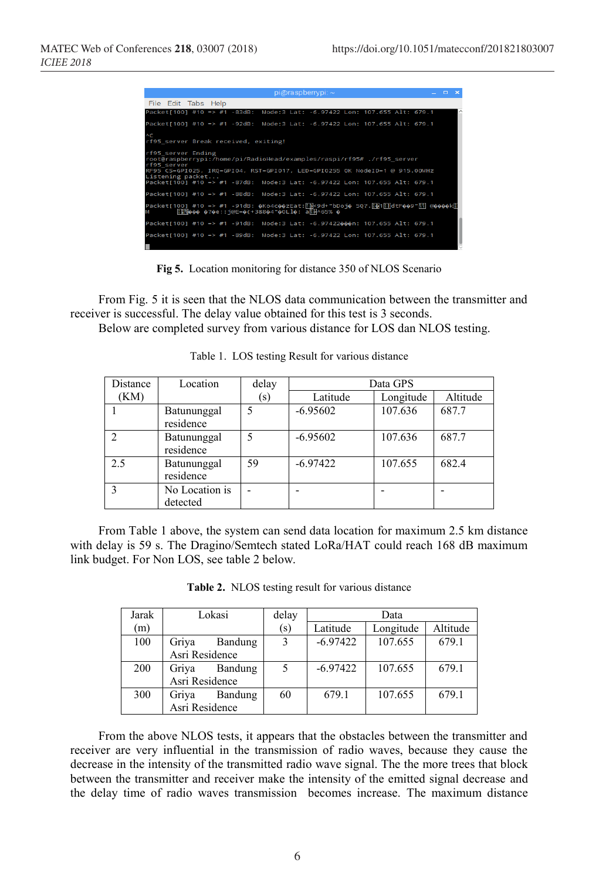**Fig 5.** Location monitoring for distance 350 of NLOS Scenario

From Fig. 5 it is seen that the NLOS data communication between the transmitter and receiver is successful. The delay value obtained for this test is 3 seconds.

Below are completed survey from various distance for LOS dan NLOS testing.

Table 1. LOS testing Result for various distance

| Distance (KM) | Location | delay (s) | Data GPS | | |
|---|---|---|---|---|---|
| | | | Latitude | Longitude | Altitude |
| 1 | Batununggal residence | 5 | -6.95602 | 107.636 | 687.7 |
| 2 | Batununggal residence | 5 | -6.95602 | 107.636 | 687.7 |
| 2.5 | Batununggal residence | 59 | -6.97422 | 107.655 | 682.4 |
| 3 | No Location is detected | - | - | - | - |

From Table 1 above, the system can send data location for maximum 2.5 km distance with delay is 59 s. The Dragino/Semtech stated LoRa/HAT could reach 168 dB maximum link budget. For Non LOS, see table 2 below.

**Table 2.** NLOS testing result for various distance

| Jarak (m) | Lokasi | delay (s) | Data | | |
|---|---|---|---|---|---|
| | | | Latitude | Longitude | Altitude |
| 100 | Griya Bandung Asri Residence | 3 | -6.97422 | 107.655 | 679.1 |
| 200 | Griya Bandung Asri Residence | 5 | -6.97422 | 107.655 | 679.1 |
| 300 | Griya Bandung Asri Residence | 60 | 679.1 | 107.655 | 679.1 |

From the above NLOS tests, it appears that the obstacles between the transmitter and receiver are very influential in the transmission of radio waves, because they cause the decrease in the intensity of the transmitted radio wave signal. The the more trees that block between the transmitter and receiver make the intensity of the emitted signal decrease and the delay time of radio waves transmission becomes increase. The maximum distance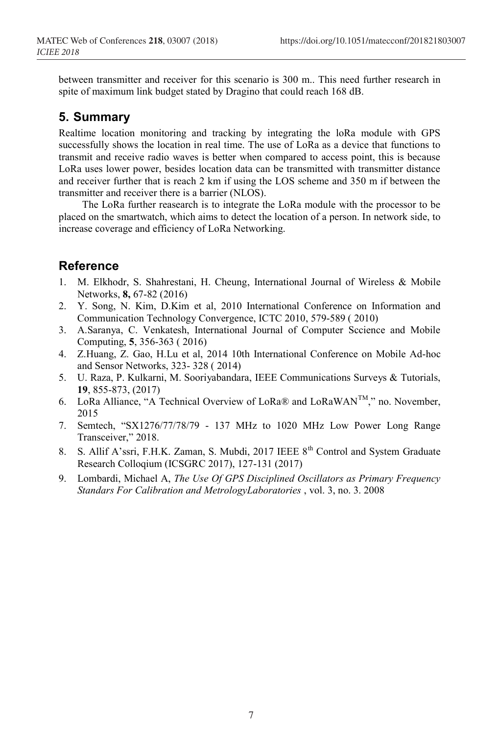between transmitter and receiver for this scenario is 300 m.. This need further research in spite of maximum link budget stated by Dragino that could reach 168 dB.

## 5. Summary

Realtime location monitoring and tracking by integrating the loRa module with GPS successfully shows the location in real time. The use of LoRa as a device that functions to transmit and receive radio waves is better when compared to access point, this is because LoRa uses lower power, besides location data can be transmitted with transmitter distance and receiver further that is reach 2 km if using the LOS scheme and 350 m if between the transmitter and receiver there is a barrier (NLOS).

The LoRa further reasearch is to integrate the LoRa module with the processor to be placed on the smartwatch, which aims to detect the location of a person. In network side, to increase coverage and efficiency of LoRa Networking.

## Reference

1. M. Elkhodr, S. Shahrestani, H. Cheung, International Journal of Wireless & Mobile Networks, **8,** 67-82 (2016)
2. Y. Song, N. Kim, D.Kim et al, 2010 International Conference on Information and Communication Technology Convergence, ICTC 2010, 579-589 ( 2010)
3. A.Saranya, C. Venkatesh, International Journal of Computer Sccience and Mobile Computing, **5**, 356-363 ( 2016)
4. Z.Huang, Z. Gao, H.Lu et al, 2014 10th International Conference on Mobile Ad-hoc and Sensor Networks, 323- 328 ( 2014)
5. U. Raza, P. Kulkarni, M. Sooriyabandara, IEEE Communications Surveys & Tutorials, **19**, 855-873, (2017)
6. LoRa Alliance, "A Technical Overview of LoRa® and LoRaWAN™," no. November, 2015
7. Semtech, "SX1276/77/78/79 - 137 MHz to 1020 MHz Low Power Long Range Transceiver," 2018.
8. S. Allif A'ssri, F.H.K. Zaman, S. Mubdi, 2017 IEEE 8th Control and System Graduate Research Colloqium (ICSGRC 2017), 127-131 (2017)
9. Lombardi, Michael A, *The Use Of GPS Disciplined Oscillators as Primary Frequency Standars For Calibration and MetrologyLaboratories* , vol. 3, no. 3. 2008